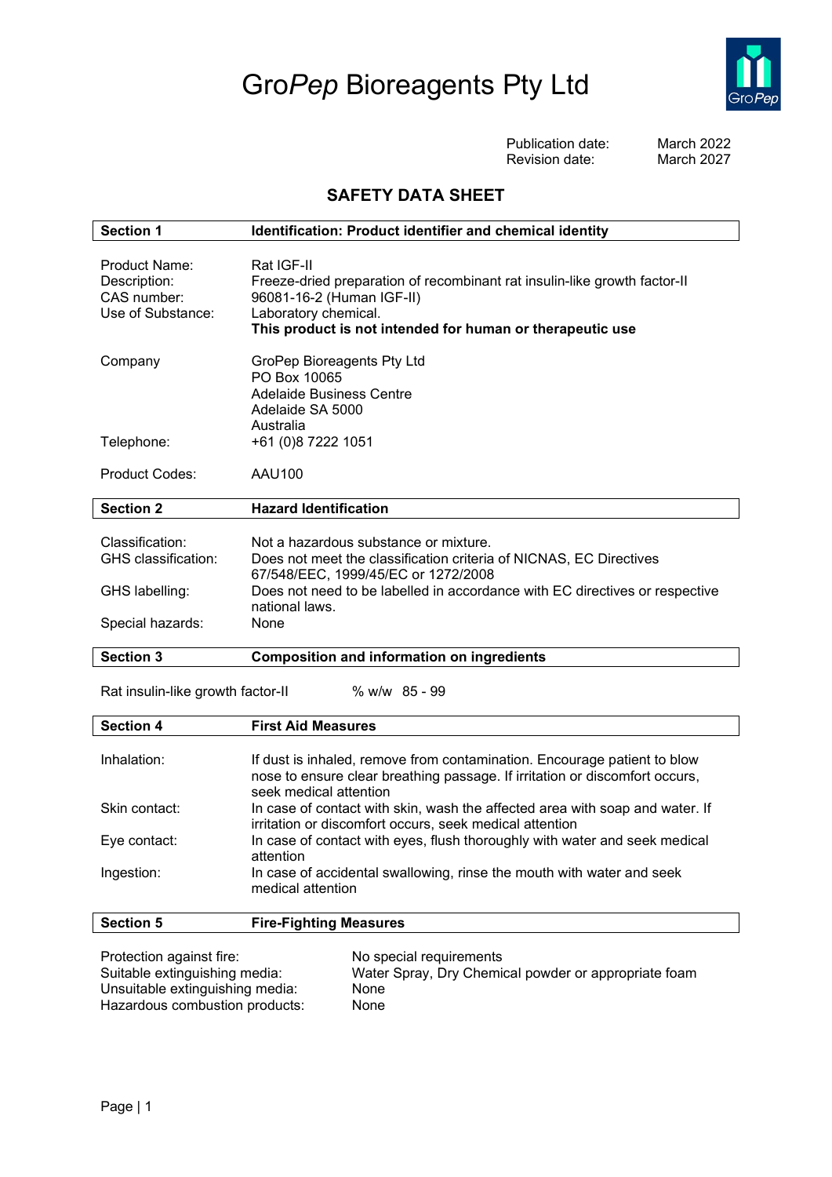# Gro*Pep* Bioreagents Pty Ltd

Publication date: March 2022
Revision date: March 2027

## SAFETY DATA SHEET

| **Section 1** | **Identification: Product identifier and chemical identity** |
|---|---|

| | |
|---|---|
| Product Name: | Rat IGF-II |
| Description: | Freeze-dried preparation of recombinant rat insulin-like growth factor-II |
| CAS number: | 96081-16-2 (Human IGF-II) |
| Use of Substance: | Laboratory chemical. **This product is not intended for human or therapeutic use** |
| Company | GroPep Bioreagents Pty Ltd<br>PO Box 10065<br>Adelaide Business Centre<br>Adelaide SA 5000<br>Australia |
| Telephone: | +61 (0)8 7222 1051 |
| Product Codes: | AAU100 |

| **Section 2** | **Hazard Identification** |
|---|---|

| | |
|---|---|
| Classification: | Not a hazardous substance or mixture. |
| GHS classification: | Does not meet the classification criteria of NICNAS, EC Directives 67/548/EEC, 1999/45/EC or 1272/2008 |
| GHS labelling: | Does not need to be labelled in accordance with EC directives or respective national laws. |
| Special hazards: | None |

| **Section 3** | **Composition and information on ingredients** |
|---|---|

Rat insulin-like growth factor-II % w/w 85 - 99

| **Section 4** | **First Aid Measures** |
|---|---|

| | |
|---|---|
| Inhalation: | If dust is inhaled, remove from contamination. Encourage patient to blow nose to ensure clear breathing passage. If irritation or discomfort occurs, seek medical attention |
| Skin contact: | In case of contact with skin, wash the affected area with soap and water. If irritation or discomfort occurs, seek medical attention |
| Eye contact: | In case of contact with eyes, flush thoroughly with water and seek medical attention |
| Ingestion: | In case of accidental swallowing, rinse the mouth with water and seek medical attention |

| **Section 5** | **Fire-Fighting Measures** |
|---|---|

| | |
|---|---|
| Protection against fire: | No special requirements |
| Suitable extinguishing media: | Water Spray, Dry Chemical powder or appropriate foam |
| Unsuitable extinguishing media: | None |
| Hazardous combustion products: | None |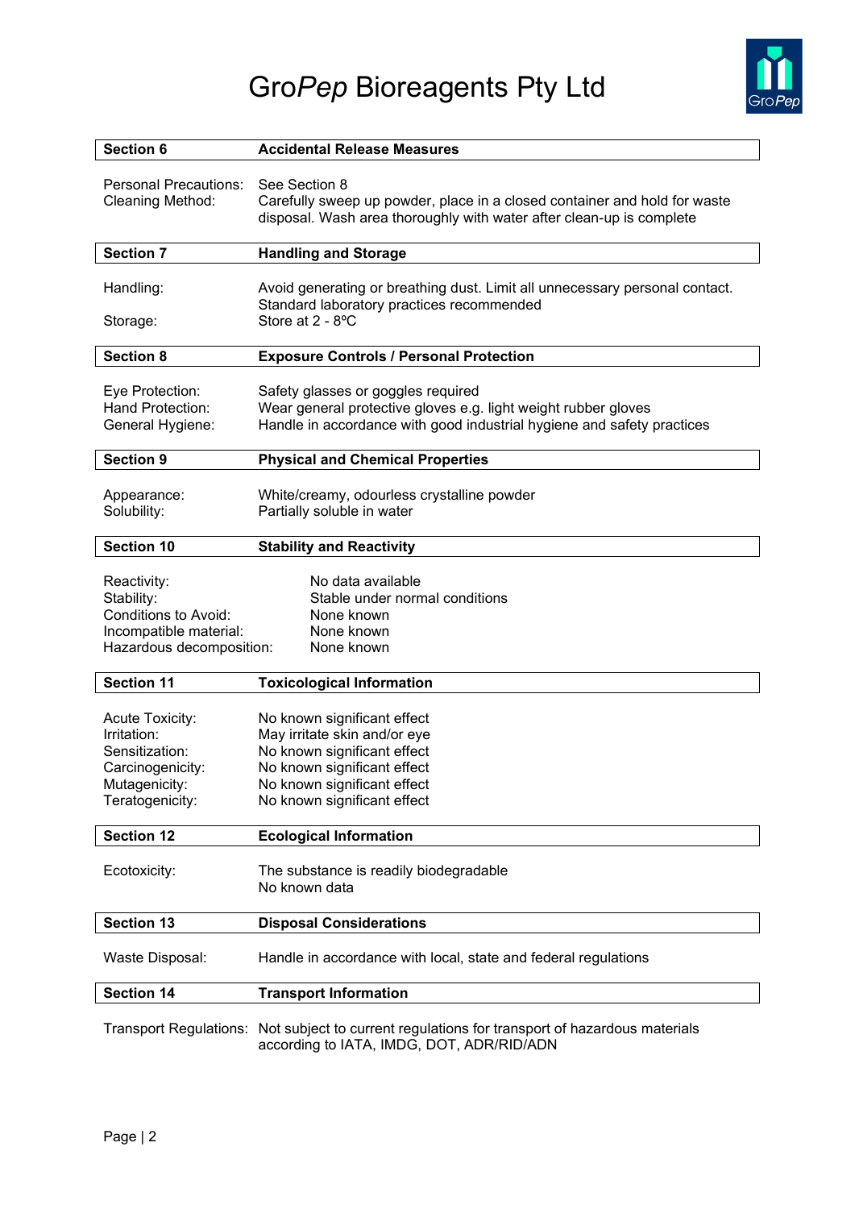| Section 6 | Accidental Release Measures |
| --- | --- |

Personal Precautions: See Section 8
Cleaning Method: Carefully sweep up powder, place in a closed container and hold for waste disposal. Wash area thoroughly with water after clean-up is complete

| Section 7 | Handling and Storage |
| --- | --- |

Handling: Avoid generating or breathing dust. Limit all unnecessary personal contact. Standard laboratory practices recommended
Storage: Store at 2 - 8ºC

| Section 8 | Exposure Controls / Personal Protection |
| --- | --- |

Eye Protection: Safety glasses or goggles required
Hand Protection: Wear general protective gloves e.g. light weight rubber gloves
General Hygiene: Handle in accordance with good industrial hygiene and safety practices

| Section 9 | Physical and Chemical Properties |
| --- | --- |

Appearance: White/creamy, odourless crystalline powder
Solubility: Partially soluble in water

| Section 10 | Stability and Reactivity |
| --- | --- |

Reactivity: No data available
Stability: Stable under normal conditions
Conditions to Avoid: None known
Incompatible material: None known
Hazardous decomposition: None known

| Section 11 | Toxicological Information |
| --- | --- |

Acute Toxicity: No known significant effect
Irritation: May irritate skin and/or eye
Sensitization: No known significant effect
Carcinogenicity: No known significant effect
Mutagenicity: No known significant effect
Teratogenicity: No known significant effect

| Section 12 | Ecological Information |
| --- | --- |

Ecotoxicity: The substance is readily biodegradable
No known data

| Section 13 | Disposal Considerations |
| --- | --- |

Waste Disposal: Handle in accordance with local, state and federal regulations

| Section 14 | Transport Information |
| --- | --- |

Transport Regulations: Not subject to current regulations for transport of hazardous materials according to IATA, IMDG, DOT, ADR/RID/ADN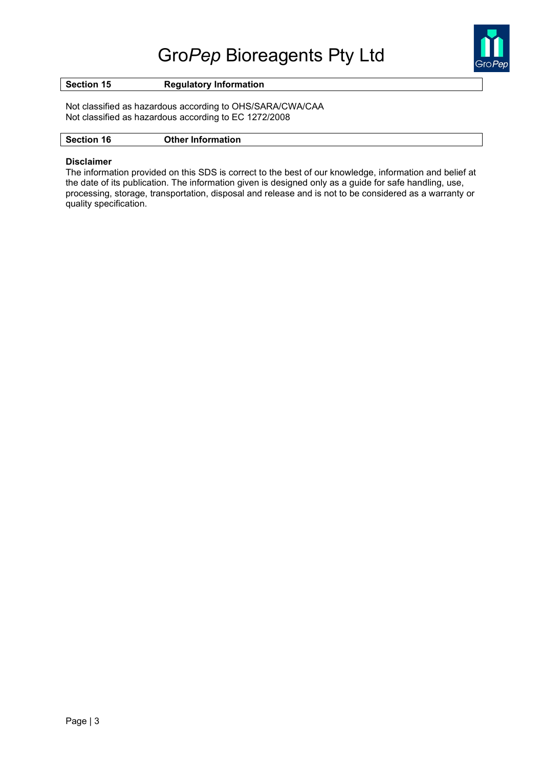## Section 15 Regulatory Information

Not classified as hazardous according to OHS/SARA/CWA/CAA
Not classified as hazardous according to EC 1272/2008

## Section 16 Other Information

**Disclaimer**
The information provided on this SDS is correct to the best of our knowledge, information and belief at the date of its publication. The information given is designed only as a guide for safe handling, use, processing, storage, transportation, disposal and release and is not to be considered as a warranty or quality specification.